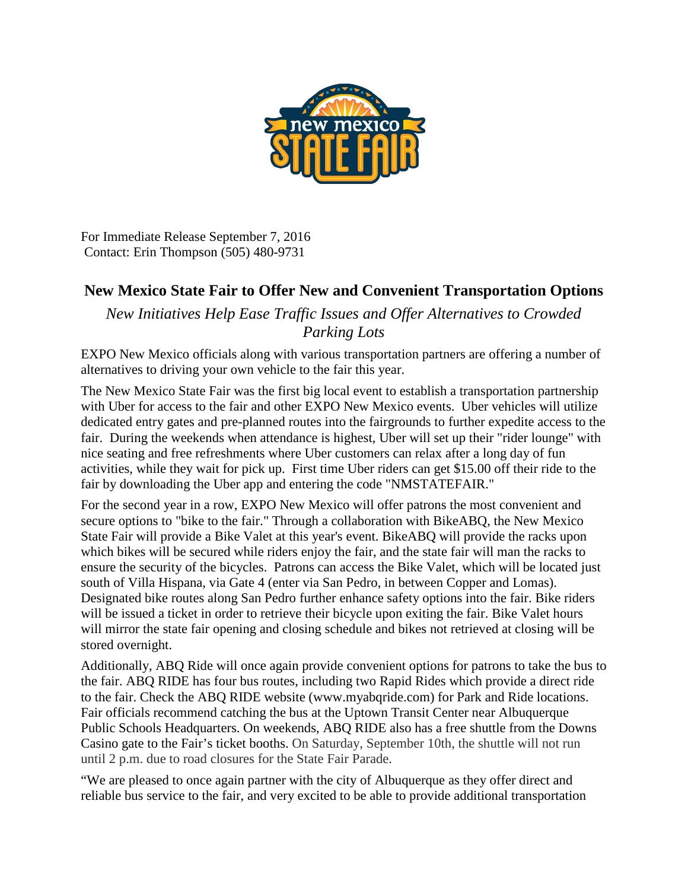For Immediate Release September 7, 2016
Contact: Erin Thompson (505) 480-9731

## New Mexico State Fair to Offer New and Convenient Transportation Options

*New Initiatives Help Ease Traffic Issues and Offer Alternatives to Crowded Parking Lots*

EXPO New Mexico officials along with various transportation partners are offering a number of alternatives to driving your own vehicle to the fair this year.

The New Mexico State Fair was the first big local event to establish a transportation partnership with Uber for access to the fair and other EXPO New Mexico events. Uber vehicles will utilize dedicated entry gates and pre-planned routes into the fairgrounds to further expedite access to the fair. During the weekends when attendance is highest, Uber will set up their "rider lounge" with nice seating and free refreshments where Uber customers can relax after a long day of fun activities, while they wait for pick up. First time Uber riders can get $15.00 off their ride to the fair by downloading the Uber app and entering the code "NMSTATEFAIR."

For the second year in a row, EXPO New Mexico will offer patrons the most convenient and secure options to "bike to the fair." Through a collaboration with BikeABQ, the New Mexico State Fair will provide a Bike Valet at this year's event. BikeABQ will provide the racks upon which bikes will be secured while riders enjoy the fair, and the state fair will man the racks to ensure the security of the bicycles. Patrons can access the Bike Valet, which will be located just south of Villa Hispana, via Gate 4 (enter via San Pedro, in between Copper and Lomas). Designated bike routes along San Pedro further enhance safety options into the fair. Bike riders will be issued a ticket in order to retrieve their bicycle upon exiting the fair. Bike Valet hours will mirror the state fair opening and closing schedule and bikes not retrieved at closing will be stored overnight.

Additionally, ABQ Ride will once again provide convenient options for patrons to take the bus to the fair. ABQ RIDE has four bus routes, including two Rapid Rides which provide a direct ride to the fair. Check the ABQ RIDE website (www.myabqride.com) for Park and Ride locations. Fair officials recommend catching the bus at the Uptown Transit Center near Albuquerque Public Schools Headquarters. On weekends, ABQ RIDE also has a free shuttle from the Downs Casino gate to the Fair's ticket booths. On Saturday, September 10th, the shuttle will not run until 2 p.m. due to road closures for the State Fair Parade.

"We are pleased to once again partner with the city of Albuquerque as they offer direct and reliable bus service to the fair, and very excited to be able to provide additional transportation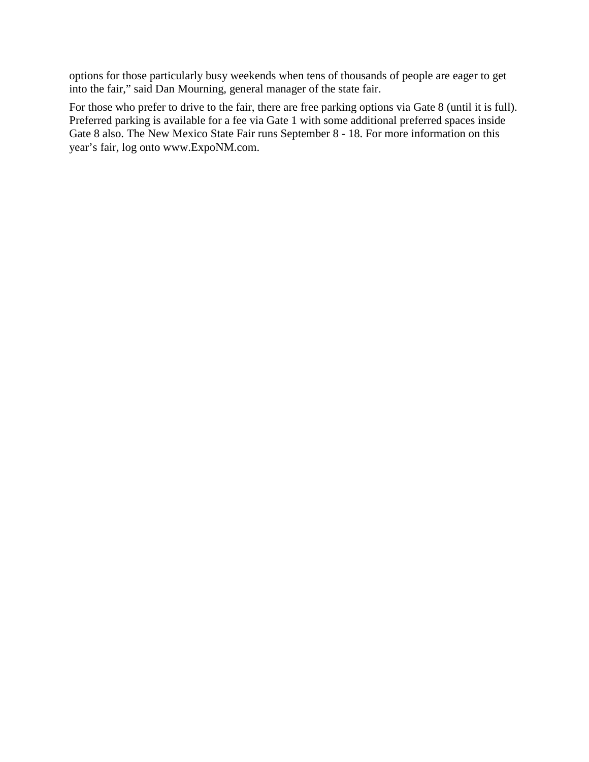options for those particularly busy weekends when tens of thousands of people are eager to get into the fair," said Dan Mourning, general manager of the state fair.

For those who prefer to drive to the fair, there are free parking options via Gate 8 (until it is full). Preferred parking is available for a fee via Gate 1 with some additional preferred spaces inside Gate 8 also. The New Mexico State Fair runs September 8 - 18. For more information on this year's fair, log onto www.ExpoNM.com.